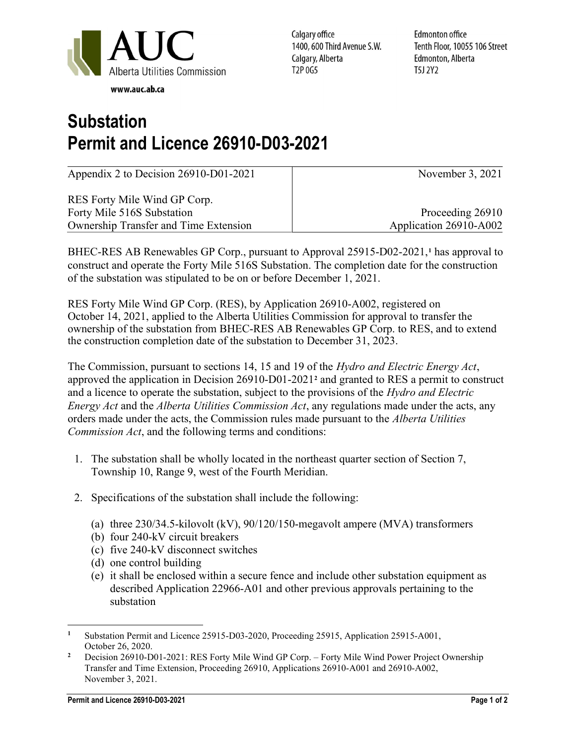AUC
Alberta Utilities Commission

www.auc.ab.ca

Calgary office
1400, 600 Third Avenue S.W.
Calgary, Alberta
T2P 0G5

Edmonton office
Tenth Floor, 10055 106 Street
Edmonton, Alberta
T5J 2Y2

# Substation Permit and Licence 26910-D03-2021

| Appendix 2 to Decision 26910-D01-2021 | November 3, 2021 |
|---|---|
| RES Forty Mile Wind GP Corp.<br>Forty Mile 516S Substation<br>Ownership Transfer and Time Extension | Proceeding 26910<br>Application 26910-A002 |

BHEC-RES AB Renewables GP Corp., pursuant to Approval 25915-D02-2021,[1] has approval to construct and operate the Forty Mile 516S Substation. The completion date for the construction of the substation was stipulated to be on or before December 1, 2021.

RES Forty Mile Wind GP Corp. (RES), by Application 26910-A002, registered on October 14, 2021, applied to the Alberta Utilities Commission for approval to transfer the ownership of the substation from BHEC-RES AB Renewables GP Corp. to RES, and to extend the construction completion date of the substation to December 31, 2023.

The Commission, pursuant to sections 14, 15 and 19 of the *Hydro and Electric Energy Act*, approved the application in Decision 26910-D01-2021[2] and granted to RES a permit to construct and a licence to operate the substation, subject to the provisions of the *Hydro and Electric Energy Act* and the *Alberta Utilities Commission Act*, any regulations made under the acts, any orders made under the acts, the Commission rules made pursuant to the *Alberta Utilities Commission Act*, and the following terms and conditions:

1. The substation shall be wholly located in the northeast quarter section of Section 7, Township 10, Range 9, west of the Fourth Meridian.

2. Specifications of the substation shall include the following:

   (a) three 230/34.5-kilovolt (kV), 90/120/150-megavolt ampere (MVA) transformers
   (b) four 240-kV circuit breakers
   (c) five 240-kV disconnect switches
   (d) one control building
   (e) it shall be enclosed within a secure fence and include other substation equipment as described Application 22966-A01 and other previous approvals pertaining to the substation

---

[1] Substation Permit and Licence 25915-D03-2020, Proceeding 25915, Application 25915-A001, October 26, 2020.

[2] Decision 26910-D01-2021: RES Forty Mile Wind GP Corp. – Forty Mile Wind Power Project Ownership Transfer and Time Extension, Proceeding 26910, Applications 26910-A001 and 26910-A002, November 3, 2021.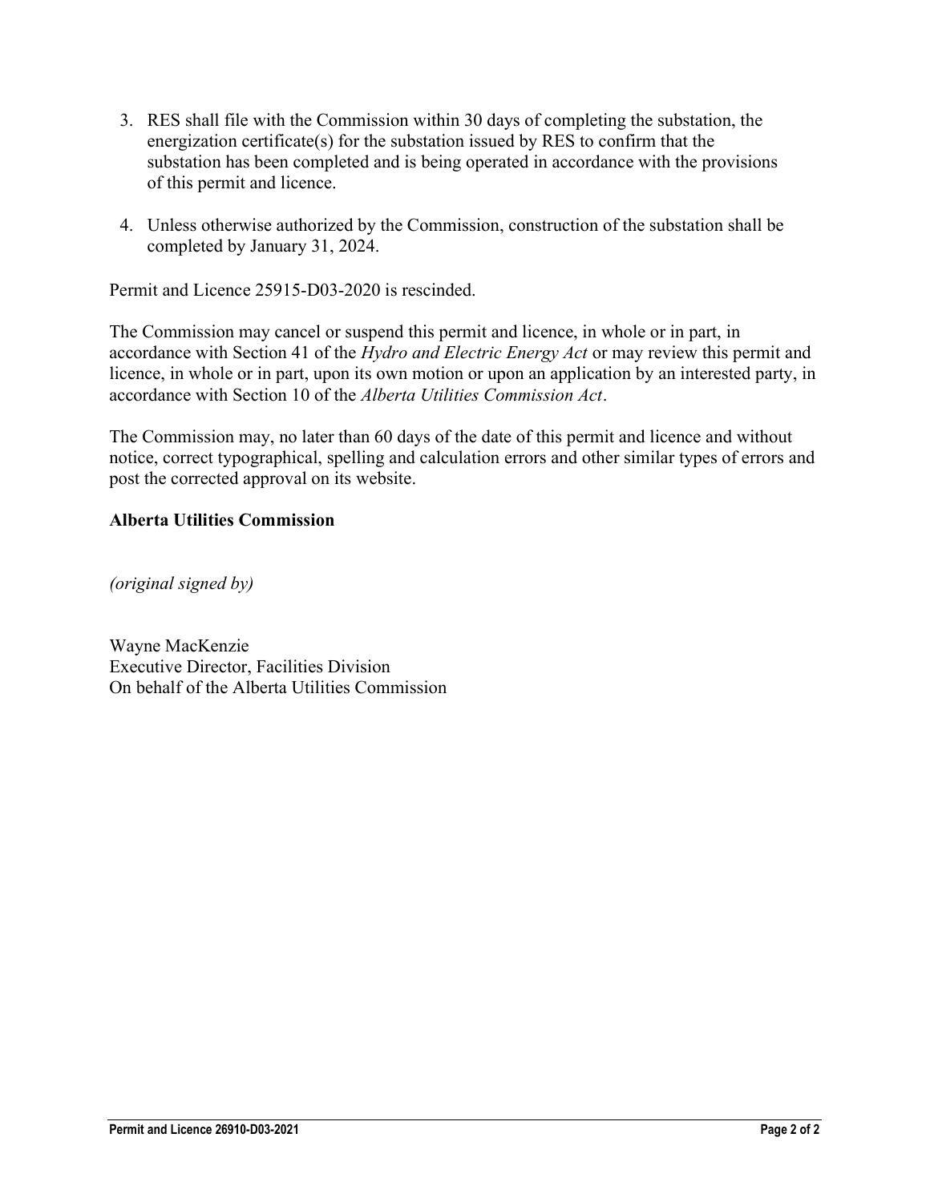3. RES shall file with the Commission within 30 days of completing the substation, the energization certificate(s) for the substation issued by RES to confirm that the substation has been completed and is being operated in accordance with the provisions of this permit and licence.

4. Unless otherwise authorized by the Commission, construction of the substation shall be completed by January 31, 2024.

Permit and Licence 25915-D03-2020 is rescinded.

The Commission may cancel or suspend this permit and licence, in whole or in part, in accordance with Section 41 of the *Hydro and Electric Energy Act* or may review this permit and licence, in whole or in part, upon its own motion or upon an application by an interested party, in accordance with Section 10 of the *Alberta Utilities Commission Act*.

The Commission may, no later than 60 days of the date of this permit and licence and without notice, correct typographical, spelling and calculation errors and other similar types of errors and post the corrected approval on its website.

**Alberta Utilities Commission**

*(original signed by)*

Wayne MacKenzie
Executive Director, Facilities Division
On behalf of the Alberta Utilities Commission